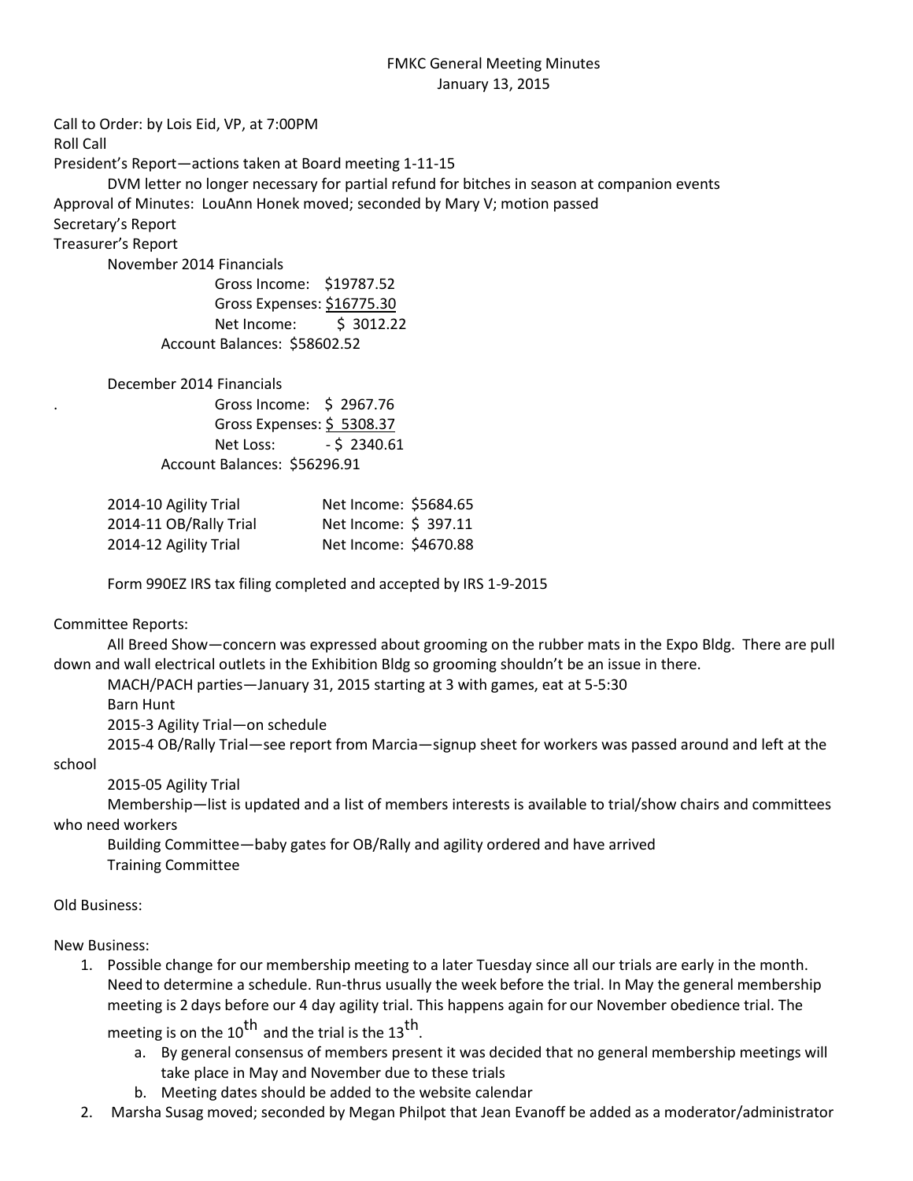# FMKC General Meeting Minutes
January 13, 2015

Call to Order: by Lois Eid, VP, at 7:00PM

Roll Call

President's Report—actions taken at Board meeting 1-11-15

DVM letter no longer necessary for partial refund for bitches in season at companion events

Approval of Minutes: LouAnn Honek moved; seconded by Mary V; motion passed

Secretary's Report

Treasurer's Report

November 2014 Financials

Gross Income: $19787.52
Gross Expenses: $16775.30
Net Income: $ 3012.22

Account Balances: $58602.52

December 2014 Financials

Gross Income: $ 2967.76
Gross Expenses: $ 5308.37
Net Loss: - $ 2340.61

Account Balances: $56296.91

| | |
|---|---|
| 2014-10 Agility Trial | Net Income: $5684.65 |
| 2014-11 OB/Rally Trial | Net Income: $ 397.11 |
| 2014-12 Agility Trial | Net Income: $4670.88 |

Form 990EZ IRS tax filing completed and accepted by IRS 1-9-2015

Committee Reports:

All Breed Show—concern was expressed about grooming on the rubber mats in the Expo Bldg. There are pull down and wall electrical outlets in the Exhibition Bldg so grooming shouldn't be an issue in there.

MACH/PACH parties—January 31, 2015 starting at 3 with games, eat at 5-5:30

Barn Hunt

2015-3 Agility Trial—on schedule

2015-4 OB/Rally Trial—see report from Marcia—signup sheet for workers was passed around and left at the school

2015-05 Agility Trial

Membership—list is updated and a list of members interests is available to trial/show chairs and committees who need workers

Building Committee—baby gates for OB/Rally and agility ordered and have arrived

Training Committee

Old Business:

New Business:

1. Possible change for our membership meeting to a later Tuesday since all our trials are early in the month. Need to determine a schedule. Run-thrus usually the week before the trial. In May the general membership meeting is 2 days before our 4 day agility trial. This happens again for our November obedience trial. The meeting is on the 10th and the trial is the 13th.
   a. By general consensus of members present it was decided that no general membership meetings will take place in May and November due to these trials
   b. Meeting dates should be added to the website calendar
2. Marsha Susag moved; seconded by Megan Philpot that Jean Evanoff be added as a moderator/administrator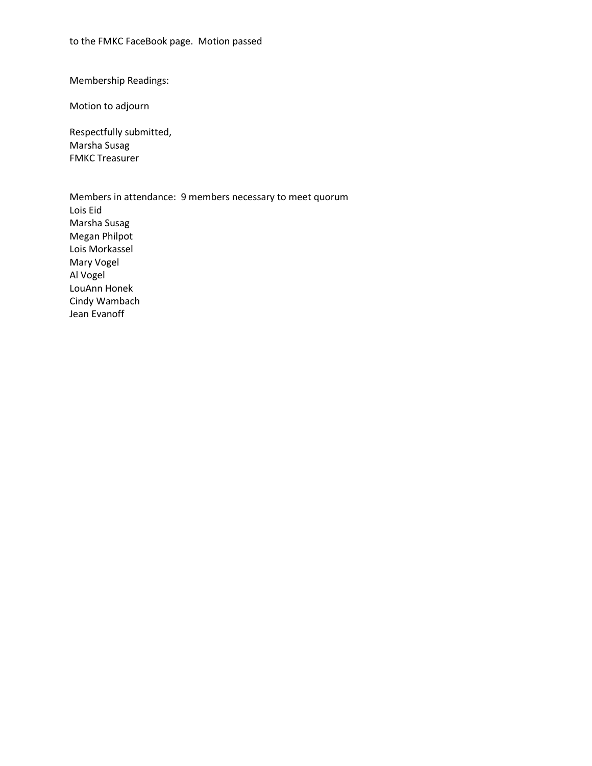to the FMKC FaceBook page. Motion passed

Membership Readings:

Motion to adjourn

Respectfully submitted,
Marsha Susag
FMKC Treasurer

Members in attendance: 9 members necessary to meet quorum
Lois Eid
Marsha Susag
Megan Philpot
Lois Morkassel
Mary Vogel
Al Vogel
LouAnn Honek
Cindy Wambach
Jean Evanoff